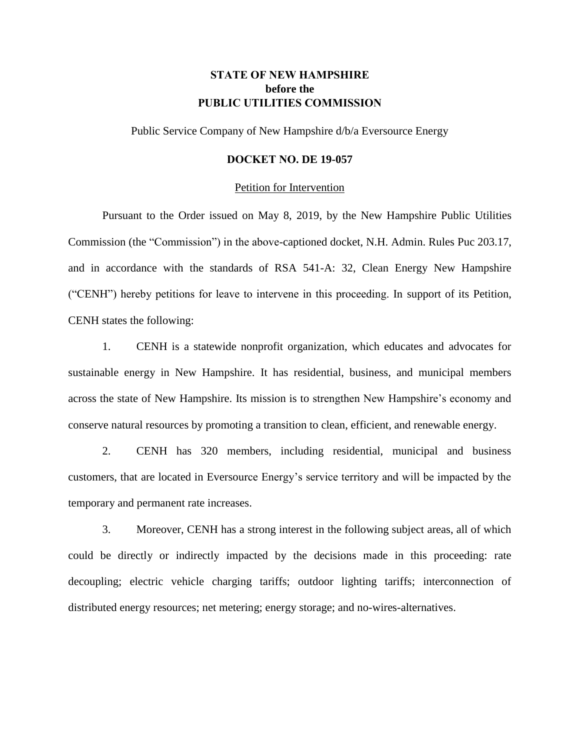**STATE OF NEW HAMPSHIRE**
**before the**
**PUBLIC UTILITIES COMMISSION**

Public Service Company of New Hampshire d/b/a Eversource Energy

**DOCKET NO. DE 19-057**

Petition for Intervention

Pursuant to the Order issued on May 8, 2019, by the New Hampshire Public Utilities Commission (the "Commission") in the above-captioned docket, N.H. Admin. Rules Puc 203.17, and in accordance with the standards of RSA 541-A: 32, Clean Energy New Hampshire ("CENH") hereby petitions for leave to intervene in this proceeding. In support of its Petition, CENH states the following:

1. CENH is a statewide nonprofit organization, which educates and advocates for sustainable energy in New Hampshire. It has residential, business, and municipal members across the state of New Hampshire. Its mission is to strengthen New Hampshire's economy and conserve natural resources by promoting a transition to clean, efficient, and renewable energy.

2. CENH has 320 members, including residential, municipal and business customers, that are located in Eversource Energy's service territory and will be impacted by the temporary and permanent rate increases.

3. Moreover, CENH has a strong interest in the following subject areas, all of which could be directly or indirectly impacted by the decisions made in this proceeding: rate decoupling; electric vehicle charging tariffs; outdoor lighting tariffs; interconnection of distributed energy resources; net metering; energy storage; and no-wires-alternatives.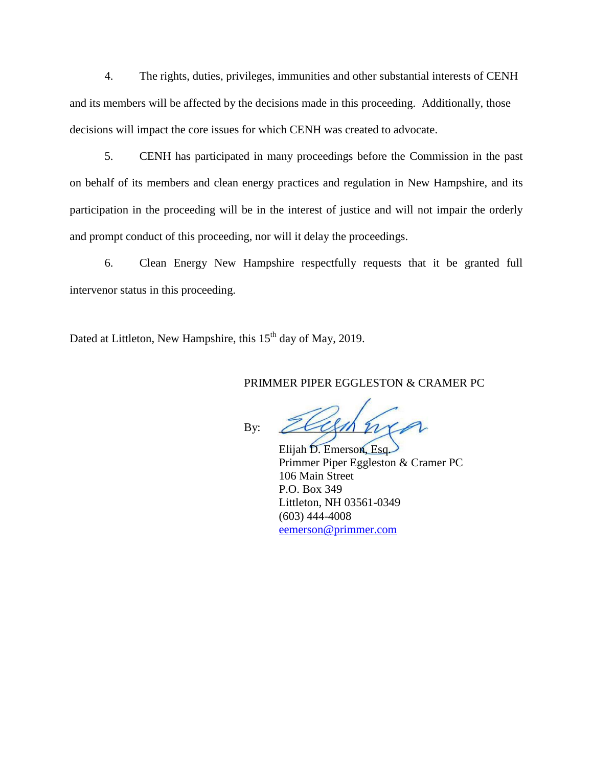4. The rights, duties, privileges, immunities and other substantial interests of CENH and its members will be affected by the decisions made in this proceeding. Additionally, those decisions will impact the core issues for which CENH was created to advocate.

5. CENH has participated in many proceedings before the Commission in the past on behalf of its members and clean energy practices and regulation in New Hampshire, and its participation in the proceeding will be in the interest of justice and will not impair the orderly and prompt conduct of this proceeding, nor will it delay the proceedings.

6. Clean Energy New Hampshire respectfully requests that it be granted full intervenor status in this proceeding.

Dated at Littleton, New Hampshire, this 15th day of May, 2019.

PRIMMER PIPER EGGLESTON & CRAMER PC

By: ______________________

Elijah D. Emerson, Esq.
Primmer Piper Eggleston & Cramer PC
106 Main Street
P.O. Box 349
Littleton, NH 03561-0349
(603) 444-4008
eemerson@primmer.com